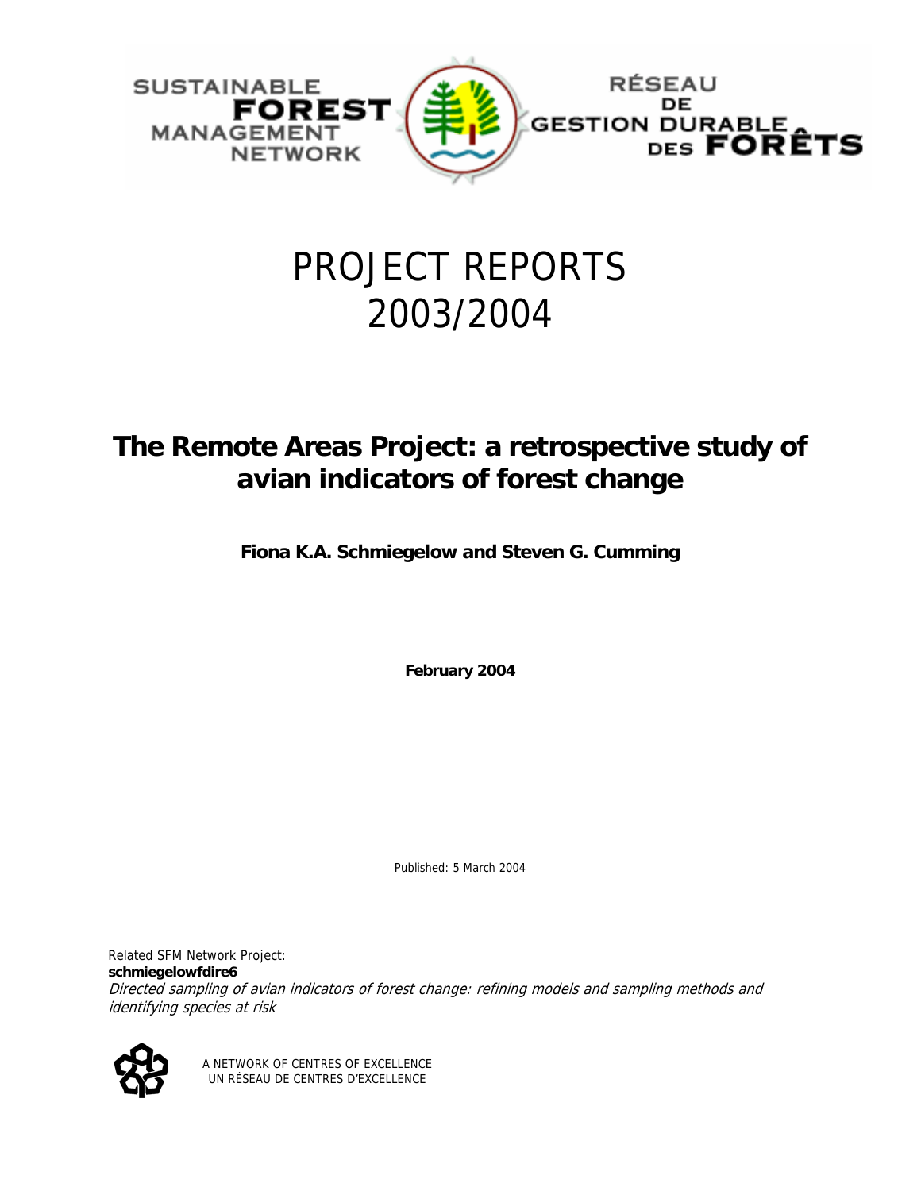SUSTAINABLE **FOREST** MANAGEMENT NETWORK

RÉSEAU DE GESTION DURABLE DES **FORÊTS**

# PROJECT REPORTS 2003/2004

## The Remote Areas Project: a retrospective study of avian indicators of forest change

**Fiona K.A. Schmiegelow and Steven G. Cumming**

**February 2004**

Published: 5 March 2004

Related SFM Network Project:
**schmiegelowfdire6**
*Directed sampling of avian indicators of forest change: refining models and sampling methods and identifying species at risk*

A NETWORK OF CENTRES OF EXCELLENCE
UN RÉSEAU DE CENTRES D'EXCELLENCE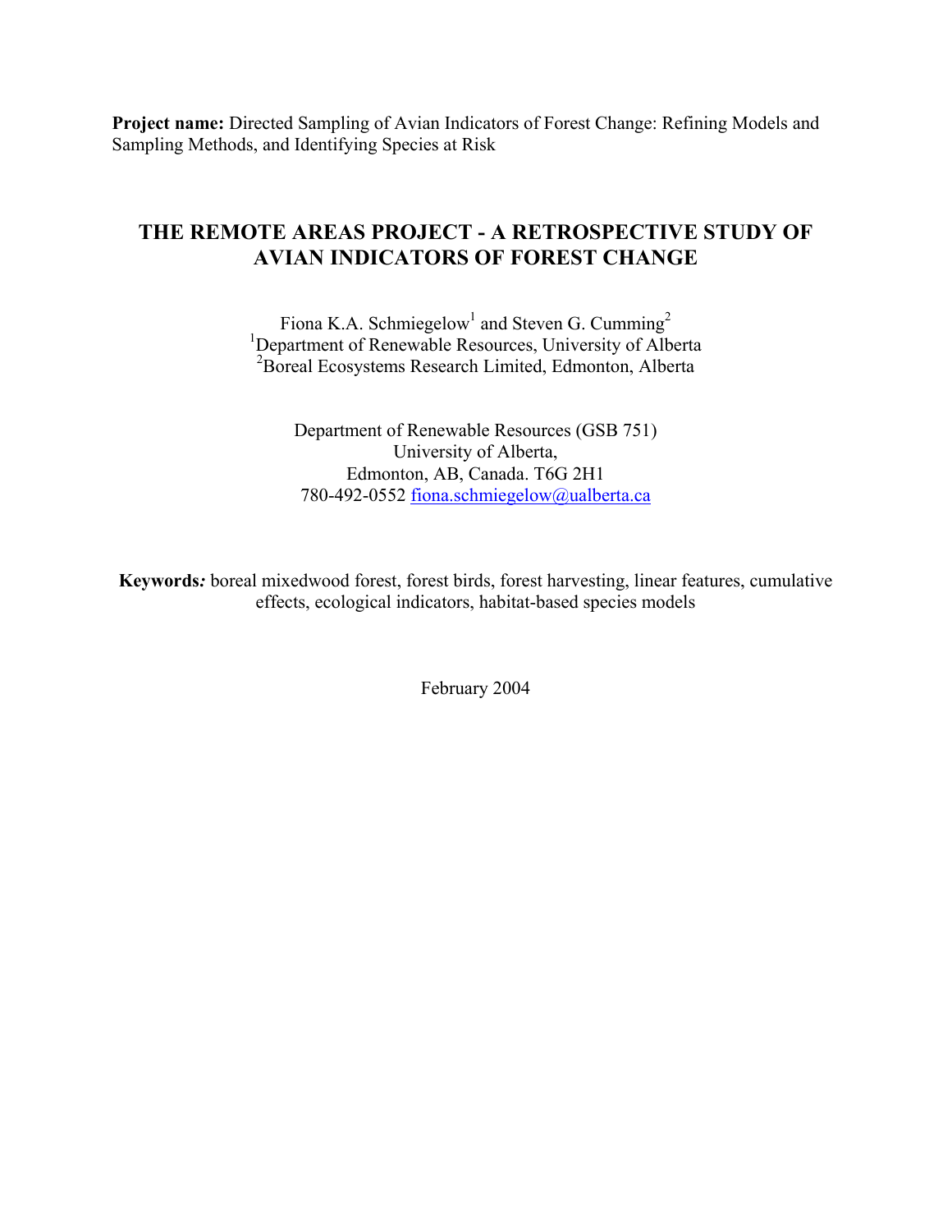**Project name:** Directed Sampling of Avian Indicators of Forest Change: Refining Models and Sampling Methods, and Identifying Species at Risk

# THE REMOTE AREAS PROJECT - A RETROSPECTIVE STUDY OF AVIAN INDICATORS OF FOREST CHANGE

Fiona K.A. Schmiegelow[1] and Steven G. Cumming[2]

[1]Department of Renewable Resources, University of Alberta

[2]Boreal Ecosystems Research Limited, Edmonton, Alberta

Department of Renewable Resources (GSB 751)
University of Alberta,
Edmonton, AB, Canada. T6G 2H1
780-492-0552 fiona.schmiegelow@ualberta.ca

**Keywords***:* boreal mixedwood forest, forest birds, forest harvesting, linear features, cumulative effects, ecological indicators, habitat-based species models

February 2004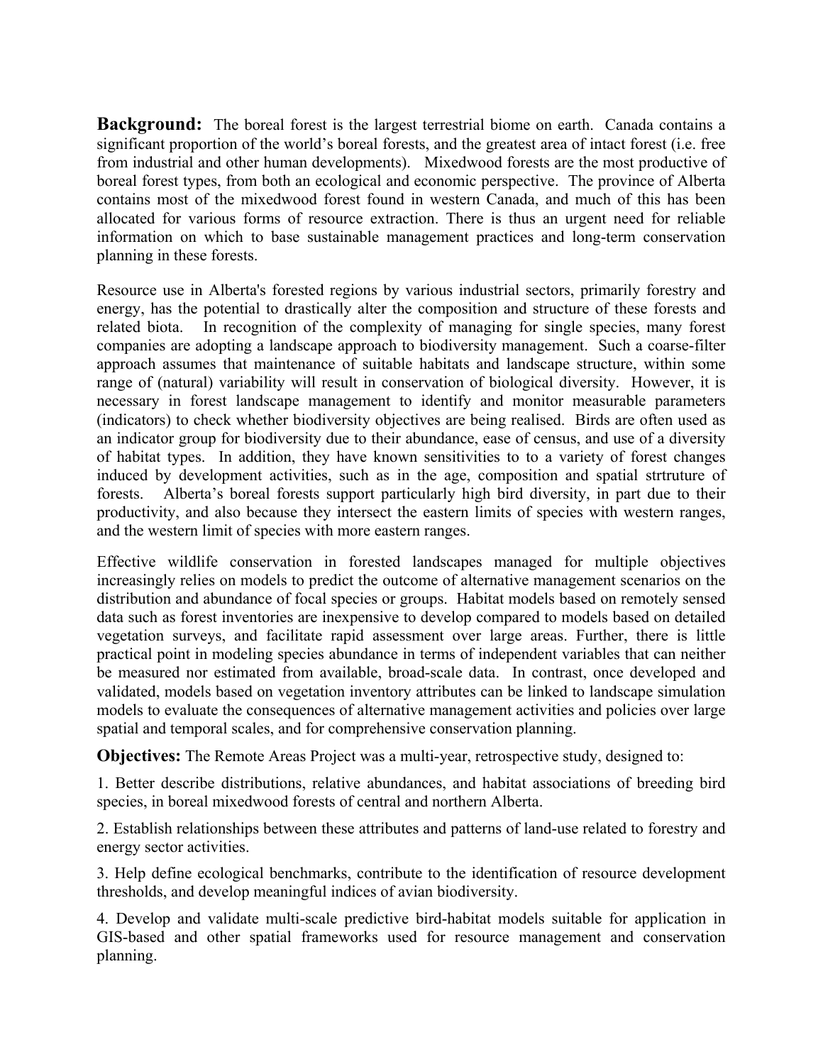**Background:** The boreal forest is the largest terrestrial biome on earth. Canada contains a significant proportion of the world's boreal forests, and the greatest area of intact forest (i.e. free from industrial and other human developments). Mixedwood forests are the most productive of boreal forest types, from both an ecological and economic perspective. The province of Alberta contains most of the mixedwood forest found in western Canada, and much of this has been allocated for various forms of resource extraction. There is thus an urgent need for reliable information on which to base sustainable management practices and long-term conservation planning in these forests.

Resource use in Alberta's forested regions by various industrial sectors, primarily forestry and energy, has the potential to drastically alter the composition and structure of these forests and related biota. In recognition of the complexity of managing for single species, many forest companies are adopting a landscape approach to biodiversity management. Such a coarse-filter approach assumes that maintenance of suitable habitats and landscape structure, within some range of (natural) variability will result in conservation of biological diversity. However, it is necessary in forest landscape management to identify and monitor measurable parameters (indicators) to check whether biodiversity objectives are being realised. Birds are often used as an indicator group for biodiversity due to their abundance, ease of census, and use of a diversity of habitat types. In addition, they have known sensitivities to to a variety of forest changes induced by development activities, such as in the age, composition and spatial strtruture of forests. Alberta's boreal forests support particularly high bird diversity, in part due to their productivity, and also because they intersect the eastern limits of species with western ranges, and the western limit of species with more eastern ranges.

Effective wildlife conservation in forested landscapes managed for multiple objectives increasingly relies on models to predict the outcome of alternative management scenarios on the distribution and abundance of focal species or groups. Habitat models based on remotely sensed data such as forest inventories are inexpensive to develop compared to models based on detailed vegetation surveys, and facilitate rapid assessment over large areas. Further, there is little practical point in modeling species abundance in terms of independent variables that can neither be measured nor estimated from available, broad-scale data. In contrast, once developed and validated, models based on vegetation inventory attributes can be linked to landscape simulation models to evaluate the consequences of alternative management activities and policies over large spatial and temporal scales, and for comprehensive conservation planning.

**Objectives:** The Remote Areas Project was a multi-year, retrospective study, designed to:

1. Better describe distributions, relative abundances, and habitat associations of breeding bird species, in boreal mixedwood forests of central and northern Alberta.

2. Establish relationships between these attributes and patterns of land-use related to forestry and energy sector activities.

3. Help define ecological benchmarks, contribute to the identification of resource development thresholds, and develop meaningful indices of avian biodiversity.

4. Develop and validate multi-scale predictive bird-habitat models suitable for application in GIS-based and other spatial frameworks used for resource management and conservation planning.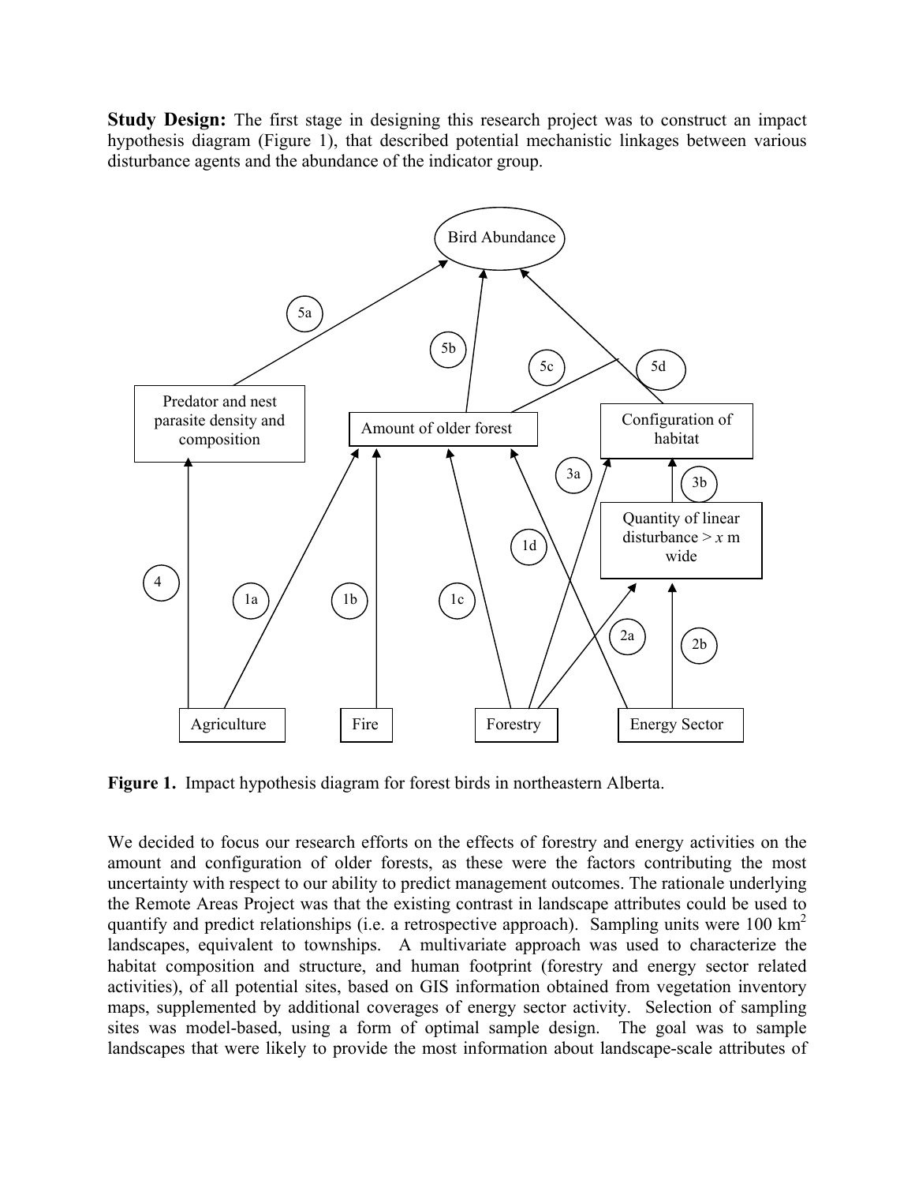**Study Design:** The first stage in designing this research project was to construct an impact hypothesis diagram (Figure 1), that described potential mechanistic linkages between various disturbance agents and the abundance of the indicator group.

**Figure 1.** Impact hypothesis diagram for forest birds in northeastern Alberta.

We decided to focus our research efforts on the effects of forestry and energy activities on the amount and configuration of older forests, as these were the factors contributing the most uncertainty with respect to our ability to predict management outcomes. The rationale underlying the Remote Areas Project was that the existing contrast in landscape attributes could be used to quantify and predict relationships (i.e. a retrospective approach). Sampling units were 100 $km^2$ landscapes, equivalent to townships. A multivariate approach was used to characterize the habitat composition and structure, and human footprint (forestry and energy sector related activities), of all potential sites, based on GIS information obtained from vegetation inventory maps, supplemented by additional coverages of energy sector activity. Selection of sampling sites was model-based, using a form of optimal sample design. The goal was to sample landscapes that were likely to provide the most information about landscape-scale attributes of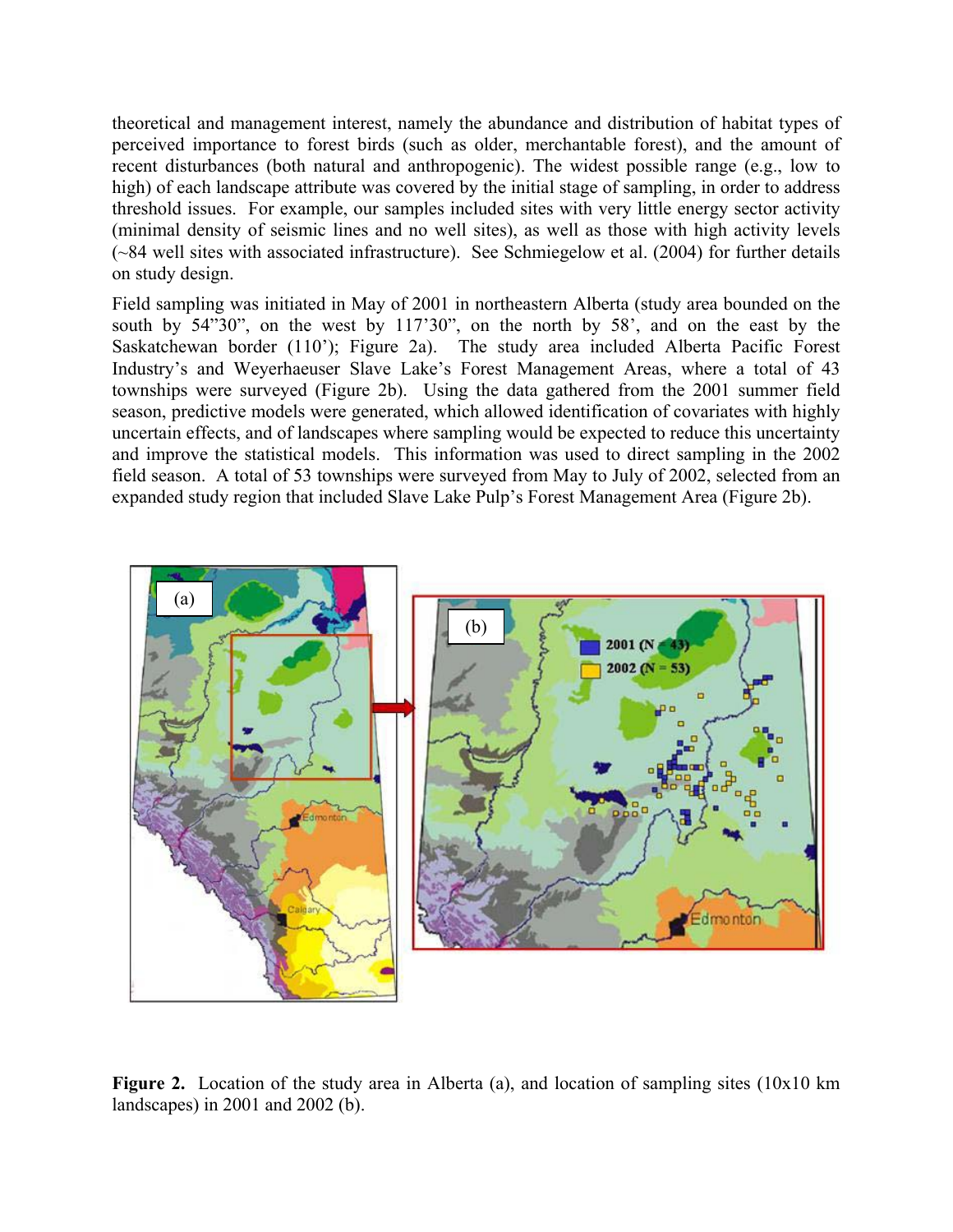theoretical and management interest, namely the abundance and distribution of habitat types of perceived importance to forest birds (such as older, merchantable forest), and the amount of recent disturbances (both natural and anthropogenic). The widest possible range (e.g., low to high) of each landscape attribute was covered by the initial stage of sampling, in order to address threshold issues. For example, our samples included sites with very little energy sector activity (minimal density of seismic lines and no well sites), as well as those with high activity levels (~84 well sites with associated infrastructure). See Schmiegelow et al. (2004) for further details on study design.

Field sampling was initiated in May of 2001 in northeastern Alberta (study area bounded on the south by 54"30", on the west by 117'30", on the north by 58', and on the east by the Saskatchewan border (110'); Figure 2a). The study area included Alberta Pacific Forest Industry's and Weyerhaeuser Slave Lake's Forest Management Areas, where a total of 43 townships were surveyed (Figure 2b). Using the data gathered from the 2001 summer field season, predictive models were generated, which allowed identification of covariates with highly uncertain effects, and of landscapes where sampling would be expected to reduce this uncertainty and improve the statistical models. This information was used to direct sampling in the 2002 field season. A total of 53 townships were surveyed from May to July of 2002, selected from an expanded study region that included Slave Lake Pulp's Forest Management Area (Figure 2b).

**Figure 2.** Location of the study area in Alberta (a), and location of sampling sites (10x10 km landscapes) in 2001 and 2002 (b).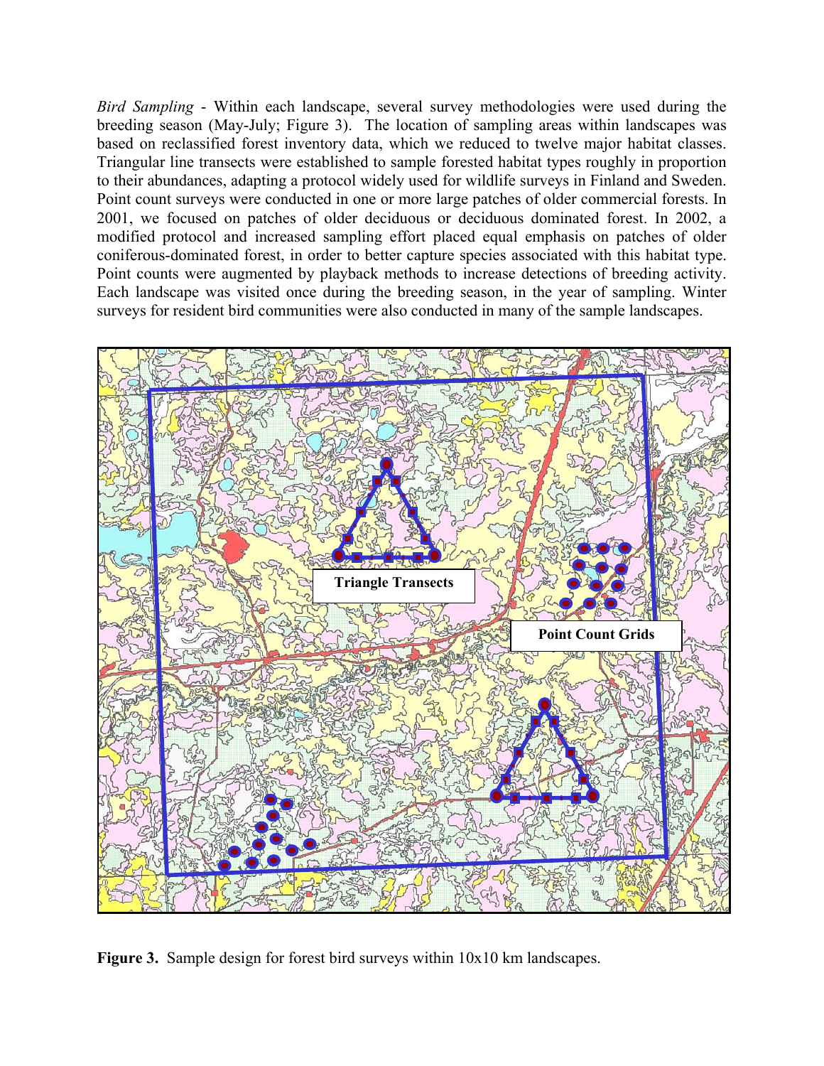*Bird Sampling* - Within each landscape, several survey methodologies were used during the breeding season (May-July; Figure 3). The location of sampling areas within landscapes was based on reclassified forest inventory data, which we reduced to twelve major habitat classes. Triangular line transects were established to sample forested habitat types roughly in proportion to their abundances, adapting a protocol widely used for wildlife surveys in Finland and Sweden. Point count surveys were conducted in one or more large patches of older commercial forests. In 2001, we focused on patches of older deciduous or deciduous dominated forest. In 2002, a modified protocol and increased sampling effort placed equal emphasis on patches of older coniferous-dominated forest, in order to better capture species associated with this habitat type. Point counts were augmented by playback methods to increase detections of breeding activity. Each landscape was visited once during the breeding season, in the year of sampling. Winter surveys for resident bird communities were also conducted in many of the sample landscapes.

**Figure 3.** Sample design for forest bird surveys within 10x10 km landscapes.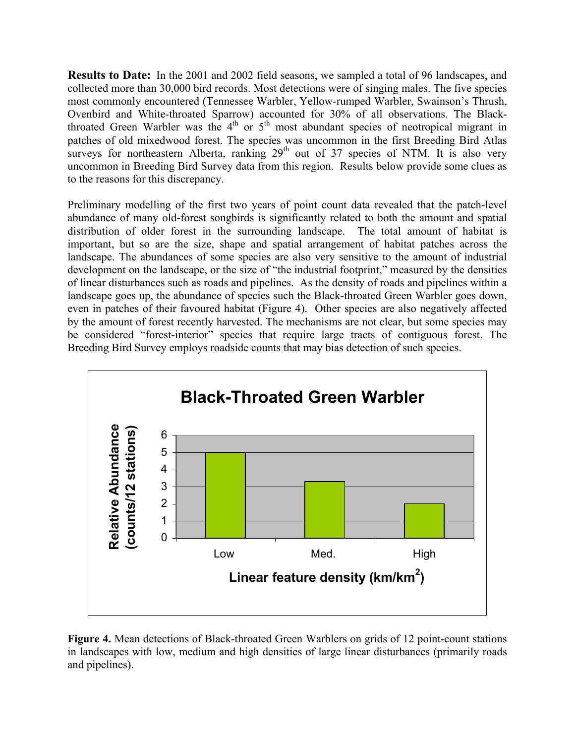**Results to Date:** In the 2001 and 2002 field seasons, we sampled a total of 96 landscapes, and collected more than 30,000 bird records. Most detections were of singing males. The five species most commonly encountered (Tennessee Warbler, Yellow-rumped Warbler, Swainson's Thrush, Ovenbird and White-throated Sparrow) accounted for 30% of all observations. The Black-throated Green Warbler was the $4^{th}$ or $5^{th}$ most abundant species of neotropical migrant in patches of old mixedwood forest. The species was uncommon in the first Breeding Bird Atlas surveys for northeastern Alberta, ranking $29^{th}$ out of 37 species of NTM. It is also very uncommon in Breeding Bird Survey data from this region. Results below provide some clues as to the reasons for this discrepancy.

Preliminary modelling of the first two years of point count data revealed that the patch-level abundance of many old-forest songbirds is significantly related to both the amount and spatial distribution of older forest in the surrounding landscape. The total amount of habitat is important, but so are the size, shape and spatial arrangement of habitat patches across the landscape. The abundances of some species are also very sensitive to the amount of industrial development on the landscape, or the size of "the industrial footprint," measured by the densities of linear disturbances such as roads and pipelines. As the density of roads and pipelines within a landscape goes up, the abundance of species such the Black-throated Green Warbler goes down, even in patches of their favoured habitat (Figure 4). Other species are also negatively affected by the amount of forest recently harvested. The mechanisms are not clear, but some species may be considered "forest-interior" species that require large tracts of contiguous forest. The Breeding Bird Survey employs roadside counts that may bias detection of such species.

**Black-Throated Green Warbler**

| Linear feature density ($km/km^2$) | Relative Abundance (counts/12 stations) |
| --- | --- |
| Low | 5 |
| Med. | 3.3 |
| High | 2 |

**Figure 4.** Mean detections of Black-throated Green Warblers on grids of 12 point-count stations in landscapes with low, medium and high densities of large linear disturbances (primarily roads and pipelines).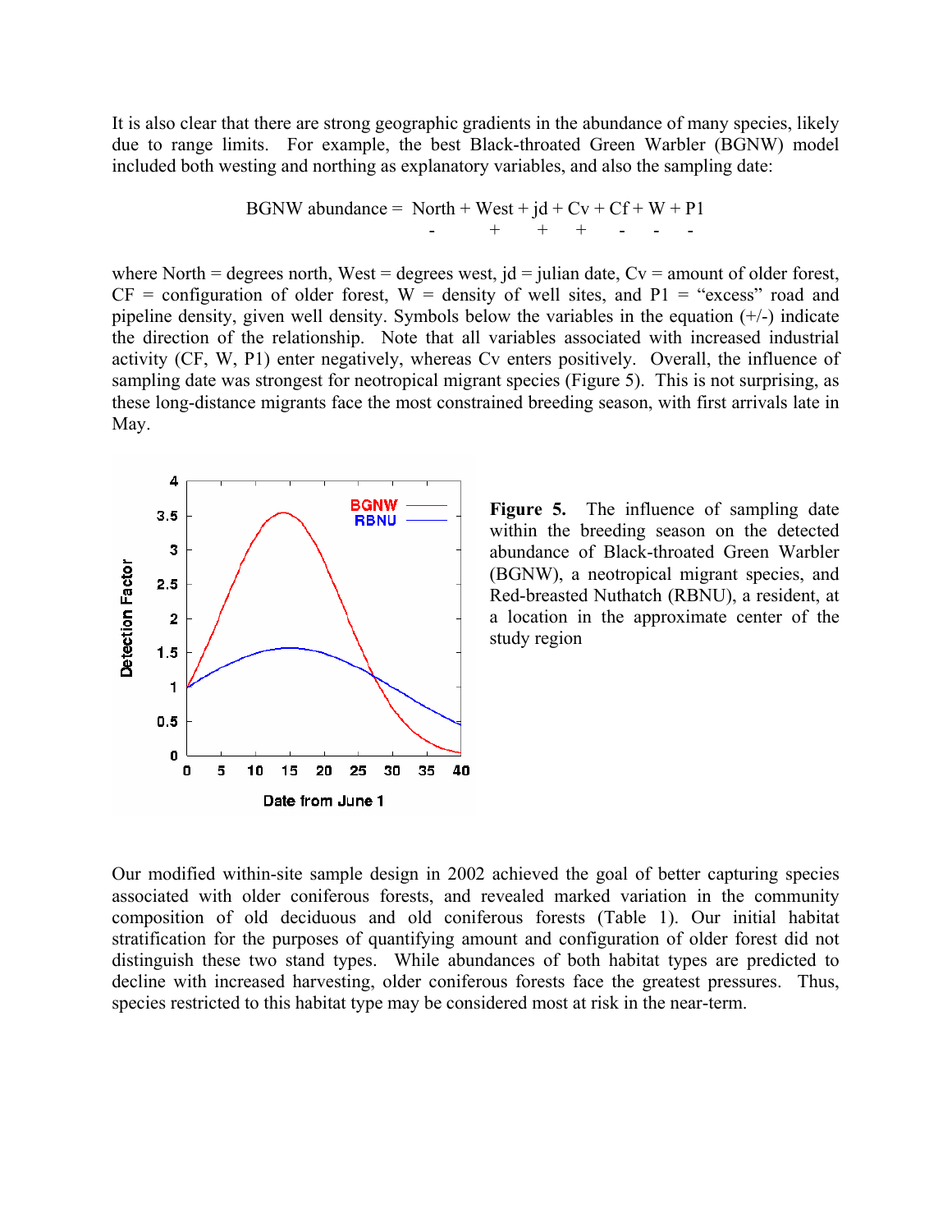It is also clear that there are strong geographic gradients in the abundance of many species, likely due to range limits. For example, the best Black-throated Green Warbler (BGNW) model included both westing and northing as explanatory variables, and also the sampling date:

$$\text{BGNW abundance} = \underset{-}{\text{North}} + \underset{+}{\text{West}} + \underset{+}{\text{jd}} + \underset{+}{\text{Cv}} + \underset{-}{\text{Cf}} + \underset{-}{\text{W}} + \underset{-}{\text{P1}}$$

where North = degrees north, West = degrees west, jd = julian date, Cv = amount of older forest, CF = configuration of older forest, W = density of well sites, and P1 = "excess" road and pipeline density, given well density. Symbols below the variables in the equation (+/-) indicate the direction of the relationship. Note that all variables associated with increased industrial activity (CF, W, P1) enter negatively, whereas Cv enters positively. Overall, the influence of sampling date was strongest for neotropical migrant species (Figure 5). This is not surprising, as these long-distance migrants face the most constrained breeding season, with first arrivals late in May.

**Figure 5.** The influence of sampling date within the breeding season on the detected abundance of Black-throated Green Warbler (BGNW), a neotropical migrant species, and Red-breasted Nuthatch (RBNU), a resident, at a location in the approximate center of the study region

Our modified within-site sample design in 2002 achieved the goal of better capturing species associated with older coniferous forests, and revealed marked variation in the community composition of old deciduous and old coniferous forests (Table 1). Our initial habitat stratification for the purposes of quantifying amount and configuration of older forest did not distinguish these two stand types. While abundances of both habitat types are predicted to decline with increased harvesting, older coniferous forests face the greatest pressures. Thus, species restricted to this habitat type may be considered most at risk in the near-term.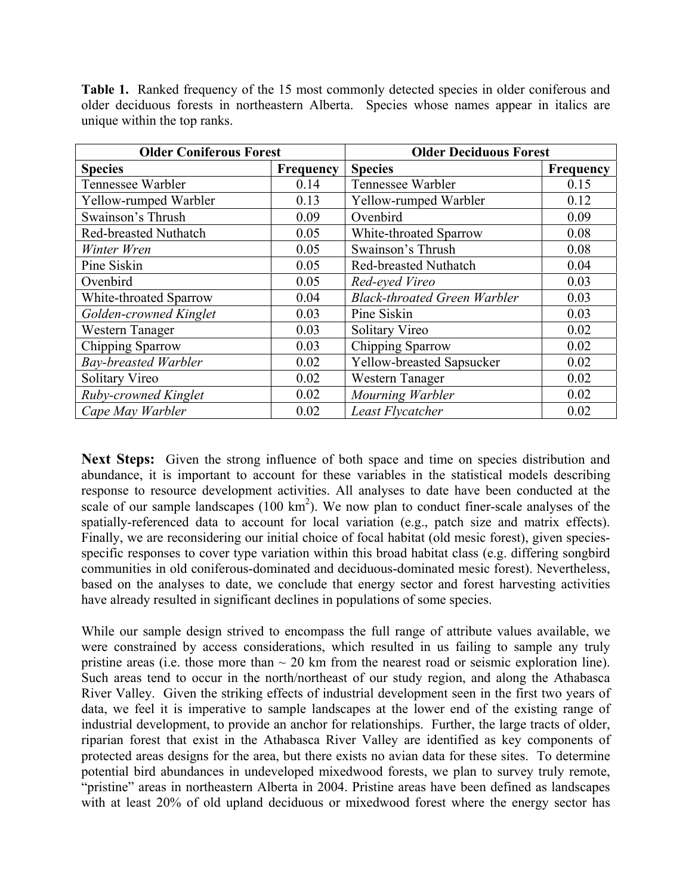**Table 1.** Ranked frequency of the 15 most commonly detected species in older coniferous and older deciduous forests in northeastern Alberta. Species whose names appear in italics are unique within the top ranks.

| Older Coniferous Forest | | Older Deciduous Forest | |
|---|---|---|---|
| **Species** | **Frequency** | **Species** | **Frequency** |
| Tennessee Warbler | 0.14 | Tennessee Warbler | 0.15 |
| Yellow-rumped Warbler | 0.13 | Yellow-rumped Warbler | 0.12 |
| Swainson's Thrush | 0.09 | Ovenbird | 0.09 |
| Red-breasted Nuthatch | 0.05 | White-throated Sparrow | 0.08 |
| *Winter Wren* | 0.05 | Swainson's Thrush | 0.08 |
| Pine Siskin | 0.05 | Red-breasted Nuthatch | 0.04 |
| Ovenbird | 0.05 | *Red-eyed Vireo* | 0.03 |
| White-throated Sparrow | 0.04 | *Black-throated Green Warbler* | 0.03 |
| *Golden-crowned Kinglet* | 0.03 | Pine Siskin | 0.03 |
| Western Tanager | 0.03 | Solitary Vireo | 0.02 |
| Chipping Sparrow | 0.03 | Chipping Sparrow | 0.02 |
| *Bay-breasted Warbler* | 0.02 | Yellow-breasted Sapsucker | 0.02 |
| Solitary Vireo | 0.02 | Western Tanager | 0.02 |
| *Ruby-crowned Kinglet* | 0.02 | *Mourning Warbler* | 0.02 |
| *Cape May Warbler* | 0.02 | *Least Flycatcher* | 0.02 |

**Next Steps:** Given the strong influence of both space and time on species distribution and abundance, it is important to account for these variables in the statistical models describing response to resource development activities. All analyses to date have been conducted at the scale of our sample landscapes (100 km$^2$). We now plan to conduct finer-scale analyses of the spatially-referenced data to account for local variation (e.g., patch size and matrix effects). Finally, we are reconsidering our initial choice of focal habitat (old mesic forest), given species-specific responses to cover type variation within this broad habitat class (e.g. differing songbird communities in old coniferous-dominated and deciduous-dominated mesic forest). Nevertheless, based on the analyses to date, we conclude that energy sector and forest harvesting activities have already resulted in significant declines in populations of some species.

While our sample design strived to encompass the full range of attribute values available, we were constrained by access considerations, which resulted in us failing to sample any truly pristine areas (i.e. those more than ~ 20 km from the nearest road or seismic exploration line). Such areas tend to occur in the north/northeast of our study region, and along the Athabasca River Valley. Given the striking effects of industrial development seen in the first two years of data, we feel it is imperative to sample landscapes at the lower end of the existing range of industrial development, to provide an anchor for relationships. Further, the large tracts of older, riparian forest that exist in the Athabasca River Valley are identified as key components of protected areas designs for the area, but there exists no avian data for these sites. To determine potential bird abundances in undeveloped mixedwood forests, we plan to survey truly remote, "pristine" areas in northeastern Alberta in 2004. Pristine areas have been defined as landscapes with at least 20% of old upland deciduous or mixedwood forest where the energy sector has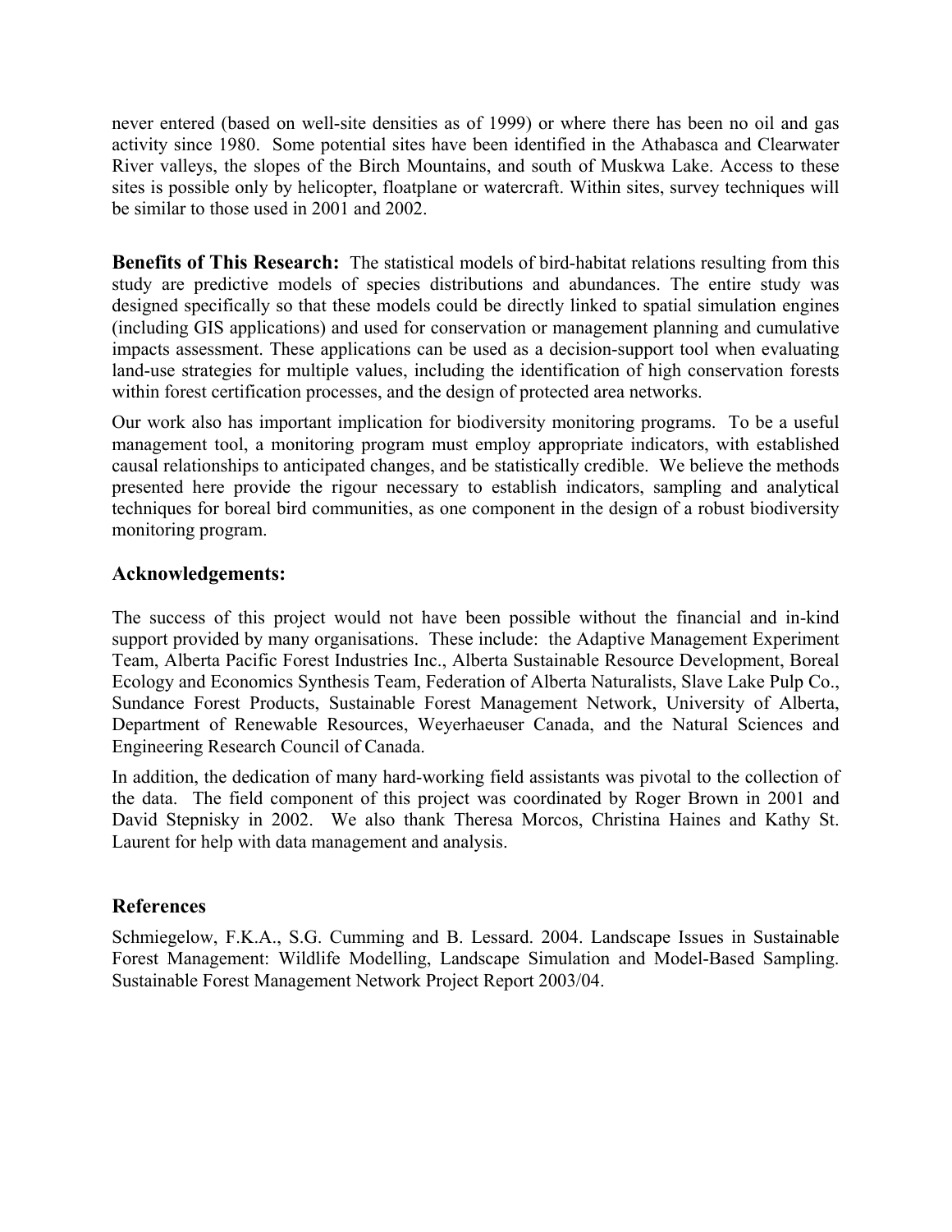never entered (based on well-site densities as of 1999) or where there has been no oil and gas activity since 1980. Some potential sites have been identified in the Athabasca and Clearwater River valleys, the slopes of the Birch Mountains, and south of Muskwa Lake. Access to these sites is possible only by helicopter, floatplane or watercraft. Within sites, survey techniques will be similar to those used in 2001 and 2002.

**Benefits of This Research:** The statistical models of bird-habitat relations resulting from this study are predictive models of species distributions and abundances. The entire study was designed specifically so that these models could be directly linked to spatial simulation engines (including GIS applications) and used for conservation or management planning and cumulative impacts assessment. These applications can be used as a decision-support tool when evaluating land-use strategies for multiple values, including the identification of high conservation forests within forest certification processes, and the design of protected area networks.

Our work also has important implication for biodiversity monitoring programs. To be a useful management tool, a monitoring program must employ appropriate indicators, with established causal relationships to anticipated changes, and be statistically credible. We believe the methods presented here provide the rigour necessary to establish indicators, sampling and analytical techniques for boreal bird communities, as one component in the design of a robust biodiversity monitoring program.

## Acknowledgements:

The success of this project would not have been possible without the financial and in-kind support provided by many organisations. These include: the Adaptive Management Experiment Team, Alberta Pacific Forest Industries Inc., Alberta Sustainable Resource Development, Boreal Ecology and Economics Synthesis Team, Federation of Alberta Naturalists, Slave Lake Pulp Co., Sundance Forest Products, Sustainable Forest Management Network, University of Alberta, Department of Renewable Resources, Weyerhaeuser Canada, and the Natural Sciences and Engineering Research Council of Canada.

In addition, the dedication of many hard-working field assistants was pivotal to the collection of the data. The field component of this project was coordinated by Roger Brown in 2001 and David Stepnisky in 2002. We also thank Theresa Morcos, Christina Haines and Kathy St. Laurent for help with data management and analysis.

## References

Schmiegelow, F.K.A., S.G. Cumming and B. Lessard. 2004. Landscape Issues in Sustainable Forest Management: Wildlife Modelling, Landscape Simulation and Model-Based Sampling. Sustainable Forest Management Network Project Report 2003/04.